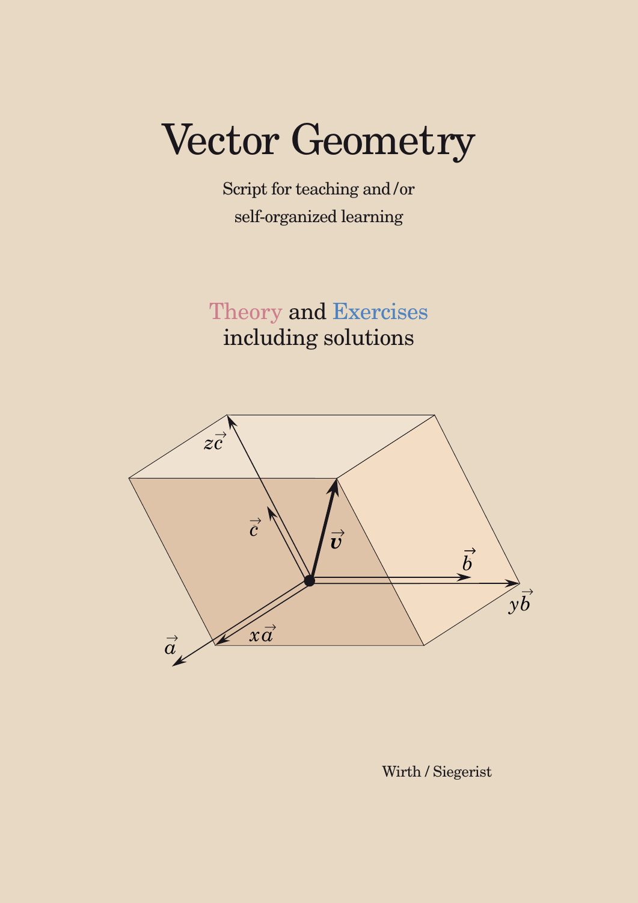# Vector Geometry

Script for teaching and/or self-organized learning

Theory and Exercises including solutions

Wirth / Siegerist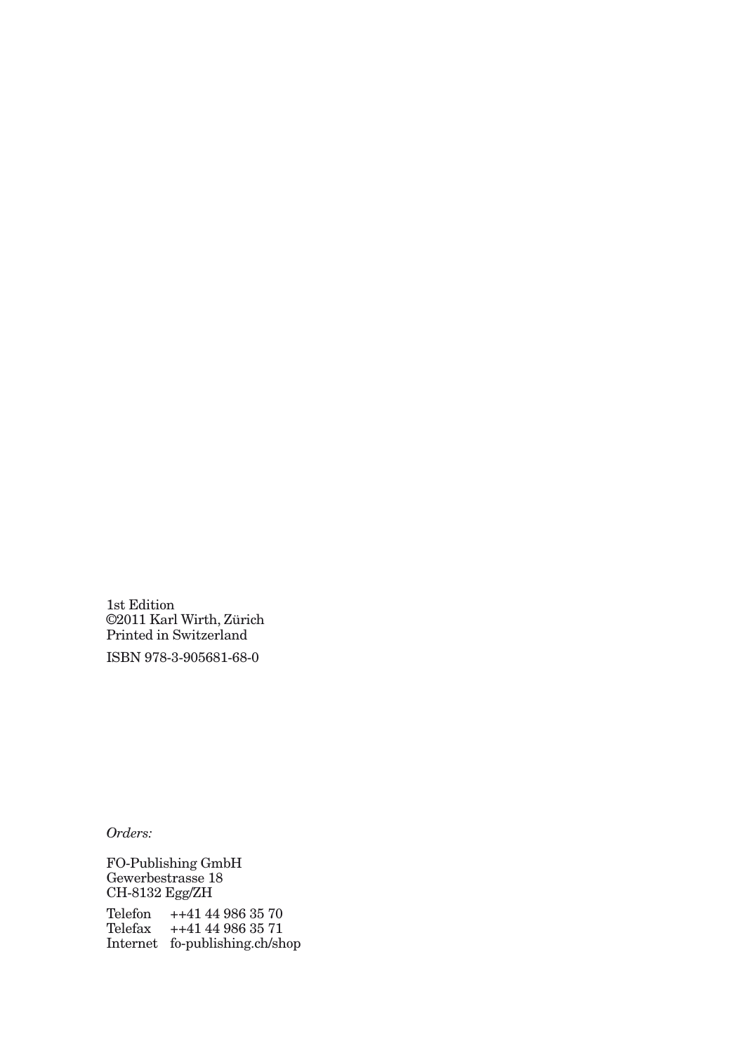1st Edition
©2011 Karl Wirth, Zürich
Printed in Switzerland

ISBN 978-3-905681-68-0

*Orders:*

FO-Publishing GmbH
Gewerbestrasse 18
CH-8132 Egg/ZH

| | |
|---|---|
| Telefon | ++41 44 986 35 70 |
| Telefax | ++41 44 986 35 71 |
| Internet | fo-publishing.ch/shop |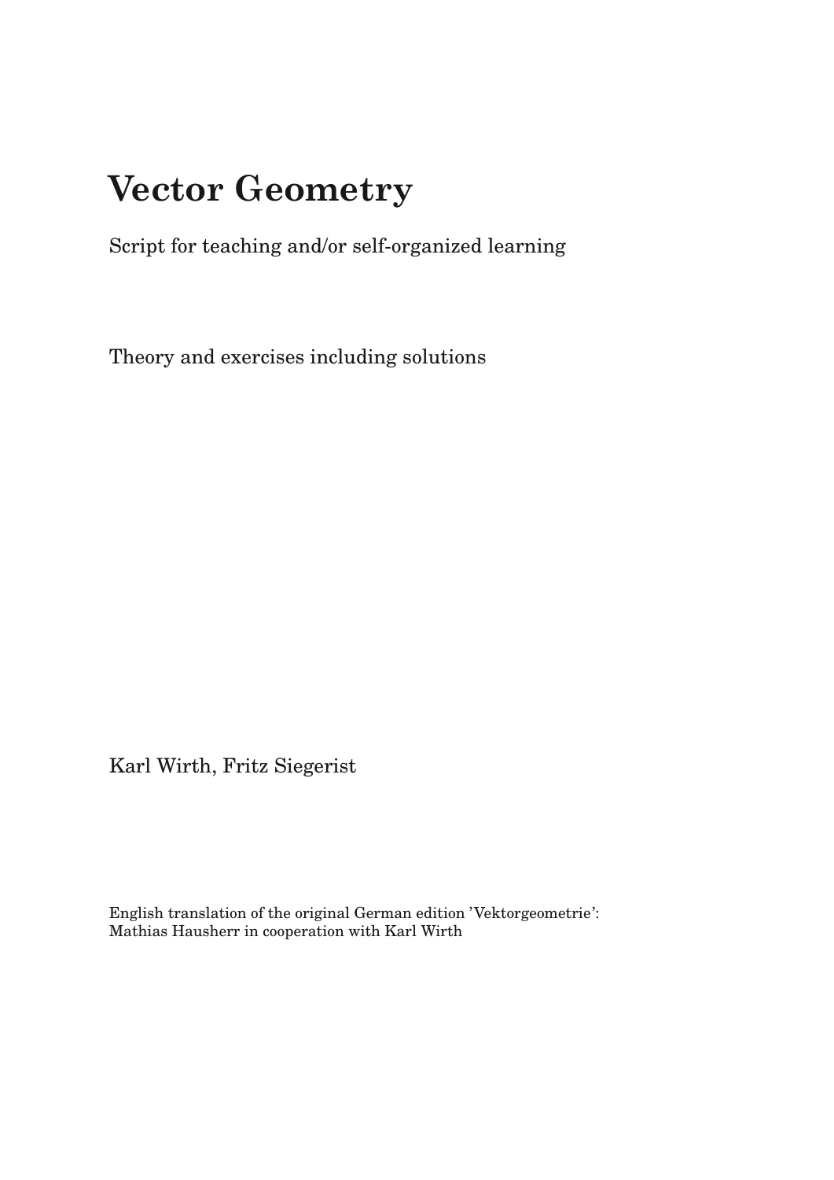# Vector Geometry

Script for teaching and/or self-organized learning

Theory and exercises including solutions

Karl Wirth, Fritz Siegerist

English translation of the original German edition 'Vektorgeometrie':
Mathias Hausherr in cooperation with Karl Wirth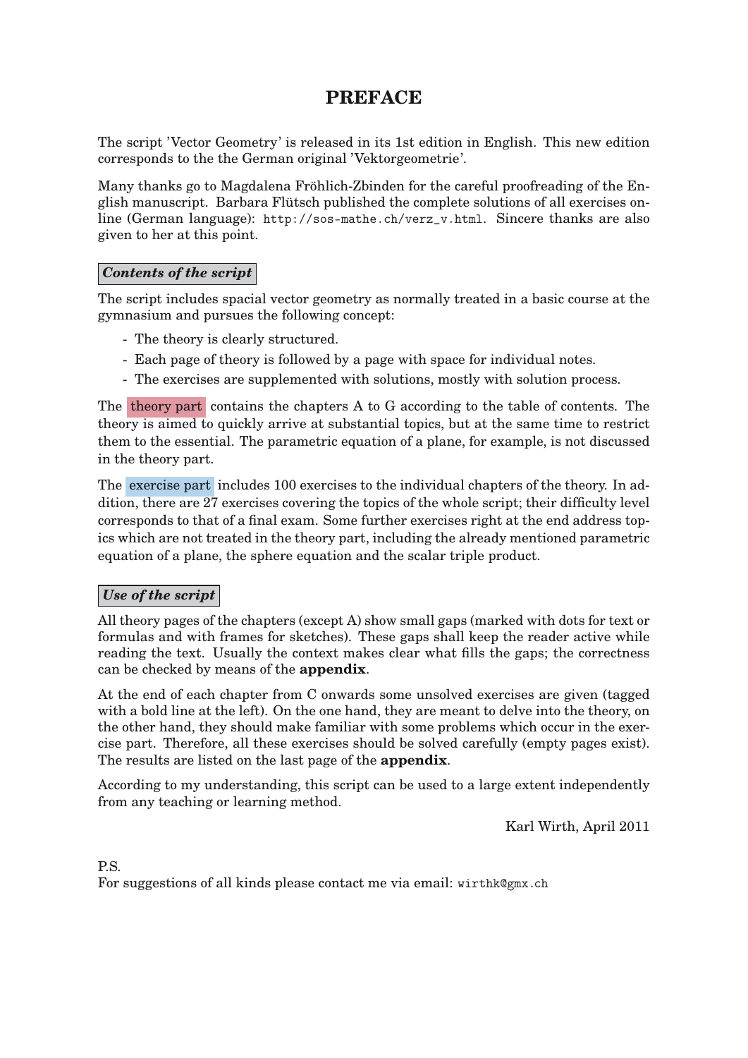# PREFACE

The script 'Vector Geometry' is released in its 1st edition in English. This new edition corresponds to the the German original 'Vektorgeometrie'.

Many thanks go to Magdalena Fröhlich-Zbinden for the careful proofreading of the English manuscript. Barbara Flütsch published the complete solutions of all exercises online (German language): `http://sos-mathe.ch/verz_v.html`. Sincere thanks are also given to her at this point.

### ***Contents of the script***

The script includes spacial vector geometry as normally treated in a basic course at the gymnasium and pursues the following concept:

- The theory is clearly structured.
- Each page of theory is followed by a page with space for individual notes.
- The exercises are supplemented with solutions, mostly with solution process.

The theory part contains the chapters A to G according to the table of contents. The theory is aimed to quickly arrive at substantial topics, but at the same time to restrict them to the essential. The parametric equation of a plane, for example, is not discussed in the theory part.

The exercise part includes 100 exercises to the individual chapters of the theory. In addition, there are 27 exercises covering the topics of the whole script; their difficulty level corresponds to that of a final exam. Some further exercises right at the end address topics which are not treated in the theory part, including the already mentioned parametric equation of a plane, the sphere equation and the scalar triple product.

### ***Use of the script***

All theory pages of the chapters (except A) show small gaps (marked with dots for text or formulas and with frames for sketches). These gaps shall keep the reader active while reading the text. Usually the context makes clear what fills the gaps; the correctness can be checked by means of the **appendix**.

At the end of each chapter from C onwards some unsolved exercises are given (tagged with a bold line at the left). On the one hand, they are meant to delve into the theory, on the other hand, they should make familiar with some problems which occur in the exercise part. Therefore, all these exercises should be solved carefully (empty pages exist). The results are listed on the last page of the **appendix**.

According to my understanding, this script can be used to a large extent independently from any teaching or learning method.

Karl Wirth, April 2011

P.S.
For suggestions of all kinds please contact me via email: `wirthk@gmx.ch`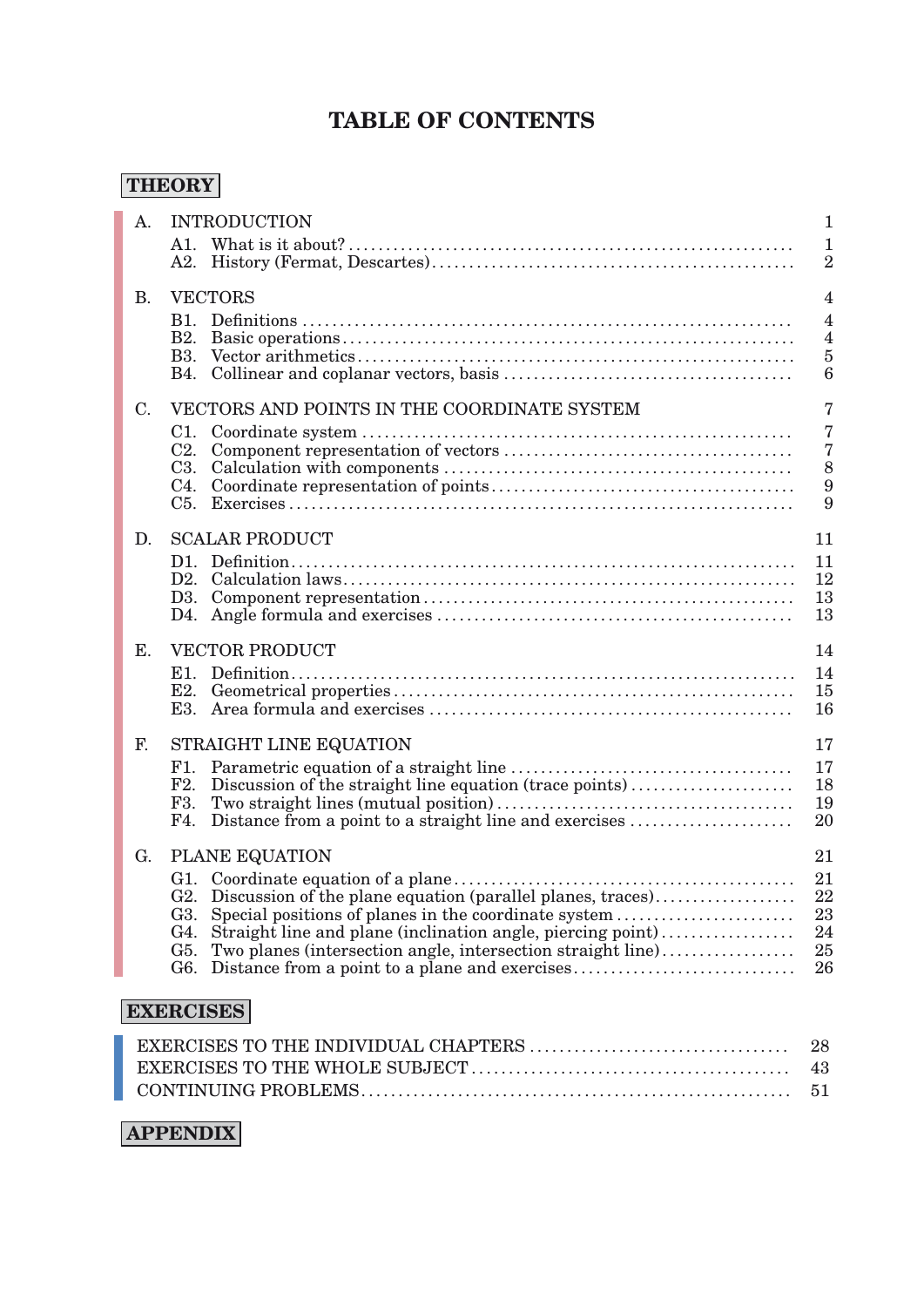# TABLE OF CONTENTS

## THEORY

| | | |
|---|---|---|
| **A.** | **INTRODUCTION** | **1** |
| A1. | What is it about? | 1 |
| A2. | History (Fermat, Descartes) | 2 |
| **B.** | **VECTORS** | **4** |
| B1. | Definitions | 4 |
| B2. | Basic operations | 4 |
| B3. | Vector arithmetics | 5 |
| B4. | Collinear and coplanar vectors, basis | 6 |
| **C.** | **VECTORS AND POINTS IN THE COORDINATE SYSTEM** | **7** |
| C1. | Coordinate system | 7 |
| C2. | Component representation of vectors | 7 |
| C3. | Calculation with components | 8 |
| C4. | Coordinate representation of points | 9 |
| C5. | Exercises | 9 |
| **D.** | **SCALAR PRODUCT** | **11** |
| D1. | Definition | 11 |
| D2. | Calculation laws | 12 |
| D3. | Component representation | 13 |
| D4. | Angle formula and exercises | 13 |
| **E.** | **VECTOR PRODUCT** | **14** |
| E1. | Definition | 14 |
| E2. | Geometrical properties | 15 |
| E3. | Area formula and exercises | 16 |
| **F.** | **STRAIGHT LINE EQUATION** | **17** |
| F1. | Parametric equation of a straight line | 17 |
| F2. | Discussion of the straight line equation (trace points) | 18 |
| F3. | Two straight lines (mutual position) | 19 |
| F4. | Distance from a point to a straight line and exercises | 20 |
| **G.** | **PLANE EQUATION** | **21** |
| G1. | Coordinate equation of a plane | 21 |
| G2. | Discussion of the plane equation (parallel planes, traces) | 22 |
| G3. | Special positions of planes in the coordinate system | 23 |
| G4. | Straight line and plane (inclination angle, piercing point) | 24 |
| G5. | Two planes (intersection angle, intersection straight line) | 25 |
| G6. | Distance from a point to a plane and exercises | 26 |

## EXERCISES

| | |
|---|---|
| EXERCISES TO THE INDIVIDUAL CHAPTERS | 28 |
| EXERCISES TO THE WHOLE SUBJECT | 43 |
| CONTINUING PROBLEMS | 51 |

## APPENDIX